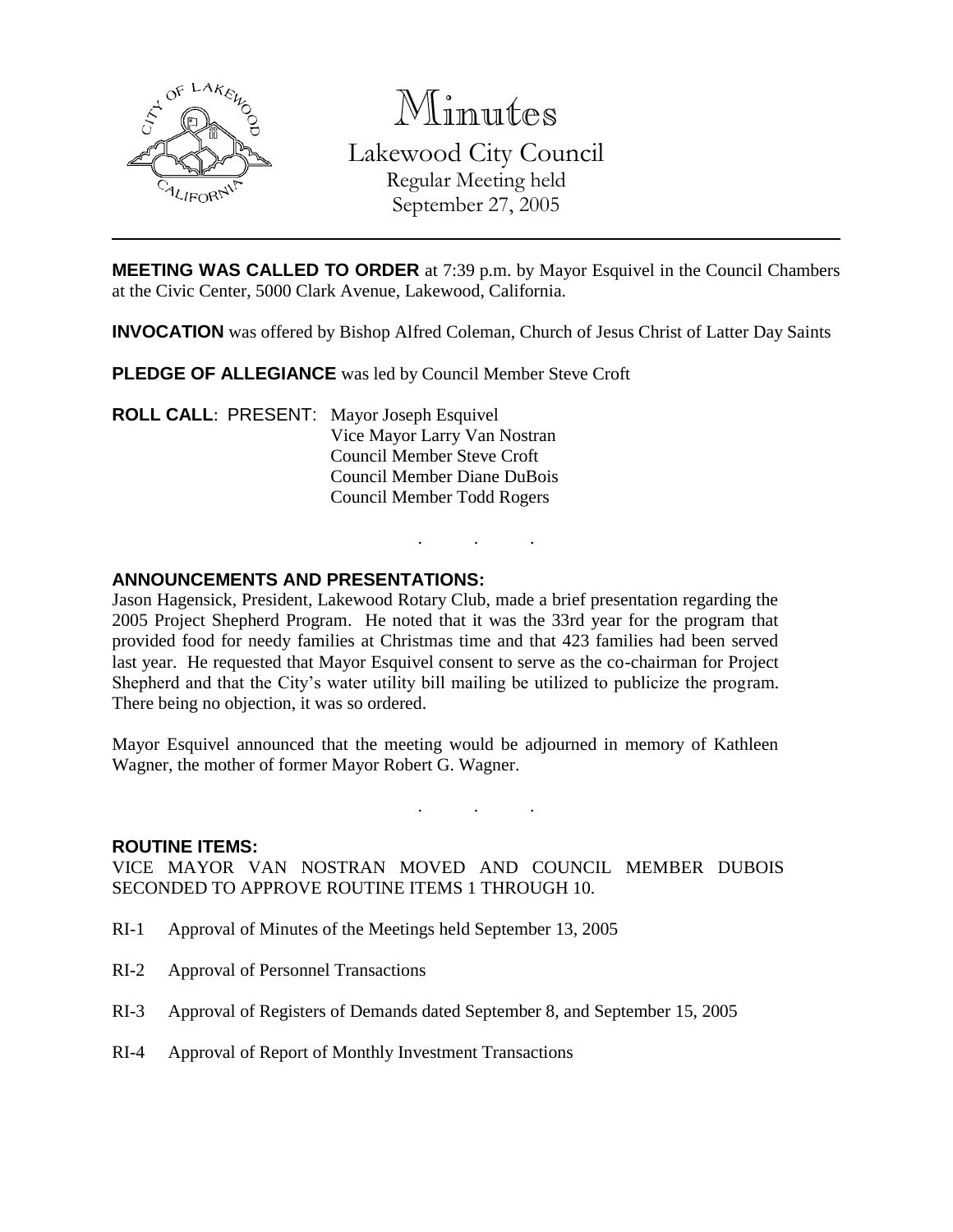# Minutes

## Lakewood City Council

Regular Meeting held
September 27, 2005

---

**MEETING WAS CALLED TO ORDER** at 7:39 p.m. by Mayor Esquivel in the Council Chambers at the Civic Center, 5000 Clark Avenue, Lakewood, California.

**INVOCATION** was offered by Bishop Alfred Coleman, Church of Jesus Christ of Latter Day Saints

**PLEDGE OF ALLEGIANCE** was led by Council Member Steve Croft

**ROLL CALL**: PRESENT: Mayor Joseph Esquivel
Vice Mayor Larry Van Nostran
Council Member Steve Croft
Council Member Diane DuBois
Council Member Todd Rogers

. . .

**ANNOUNCEMENTS AND PRESENTATIONS:**

Jason Hagensick, President, Lakewood Rotary Club, made a brief presentation regarding the 2005 Project Shepherd Program. He noted that it was the 33rd year for the program that provided food for needy families at Christmas time and that 423 families had been served last year. He requested that Mayor Esquivel consent to serve as the co-chairman for Project Shepherd and that the City's water utility bill mailing be utilized to publicize the program. There being no objection, it was so ordered.

Mayor Esquivel announced that the meeting would be adjourned in memory of Kathleen Wagner, the mother of former Mayor Robert G. Wagner.

. . .

**ROUTINE ITEMS:**

VICE MAYOR VAN NOSTRAN MOVED AND COUNCIL MEMBER DUBOIS SECONDED TO APPROVE ROUTINE ITEMS 1 THROUGH 10.

RI-1 Approval of Minutes of the Meetings held September 13, 2005

RI-2 Approval of Personnel Transactions

RI-3 Approval of Registers of Demands dated September 8, and September 15, 2005

RI-4 Approval of Report of Monthly Investment Transactions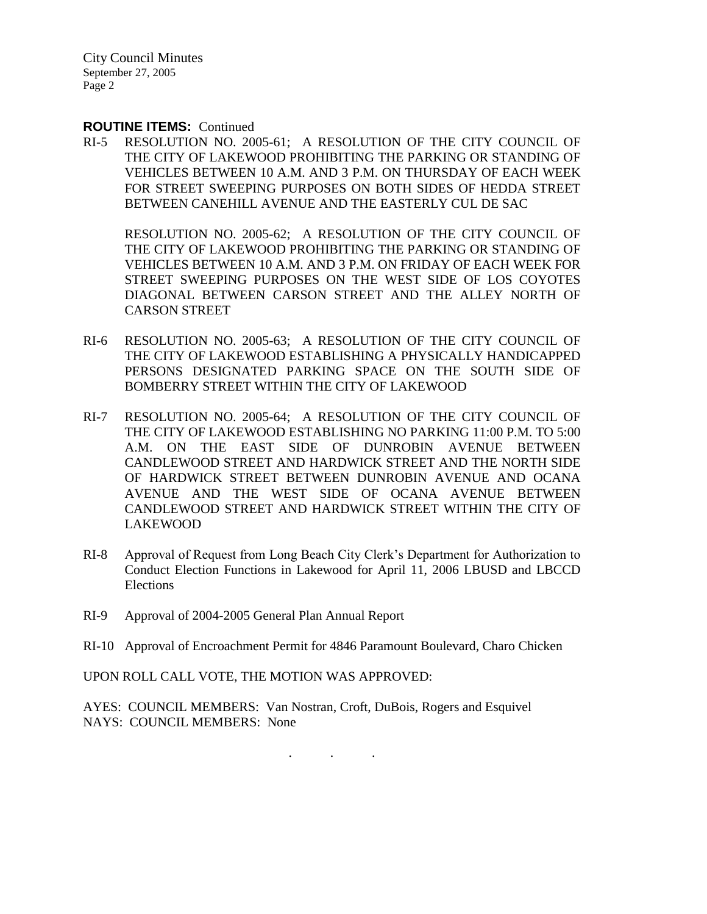**ROUTINE ITEMS:** Continued

RI-5 RESOLUTION NO. 2005-61; A RESOLUTION OF THE CITY COUNCIL OF THE CITY OF LAKEWOOD PROHIBITING THE PARKING OR STANDING OF VEHICLES BETWEEN 10 A.M. AND 3 P.M. ON THURSDAY OF EACH WEEK FOR STREET SWEEPING PURPOSES ON BOTH SIDES OF HEDDA STREET BETWEEN CANEHILL AVENUE AND THE EASTERLY CUL DE SAC

RESOLUTION NO. 2005-62; A RESOLUTION OF THE CITY COUNCIL OF THE CITY OF LAKEWOOD PROHIBITING THE PARKING OR STANDING OF VEHICLES BETWEEN 10 A.M. AND 3 P.M. ON FRIDAY OF EACH WEEK FOR STREET SWEEPING PURPOSES ON THE WEST SIDE OF LOS COYOTES DIAGONAL BETWEEN CARSON STREET AND THE ALLEY NORTH OF CARSON STREET

RI-6 RESOLUTION NO. 2005-63; A RESOLUTION OF THE CITY COUNCIL OF THE CITY OF LAKEWOOD ESTABLISHING A PHYSICALLY HANDICAPPED PERSONS DESIGNATED PARKING SPACE ON THE SOUTH SIDE OF BOMBERRY STREET WITHIN THE CITY OF LAKEWOOD

RI-7 RESOLUTION NO. 2005-64; A RESOLUTION OF THE CITY COUNCIL OF THE CITY OF LAKEWOOD ESTABLISHING NO PARKING 11:00 P.M. TO 5:00 A.M. ON THE EAST SIDE OF DUNROBIN AVENUE BETWEEN CANDLEWOOD STREET AND HARDWICK STREET AND THE NORTH SIDE OF HARDWICK STREET BETWEEN DUNROBIN AVENUE AND OCANA AVENUE AND THE WEST SIDE OF OCANA AVENUE BETWEEN CANDLEWOOD STREET AND HARDWICK STREET WITHIN THE CITY OF LAKEWOOD

RI-8 Approval of Request from Long Beach City Clerk's Department for Authorization to Conduct Election Functions in Lakewood for April 11, 2006 LBUSD and LBCCD Elections

RI-9 Approval of 2004-2005 General Plan Annual Report

RI-10 Approval of Encroachment Permit for 4846 Paramount Boulevard, Charo Chicken

UPON ROLL CALL VOTE, THE MOTION WAS APPROVED:

AYES: COUNCIL MEMBERS: Van Nostran, Croft, DuBois, Rogers and Esquivel
NAYS: COUNCIL MEMBERS: None

. . .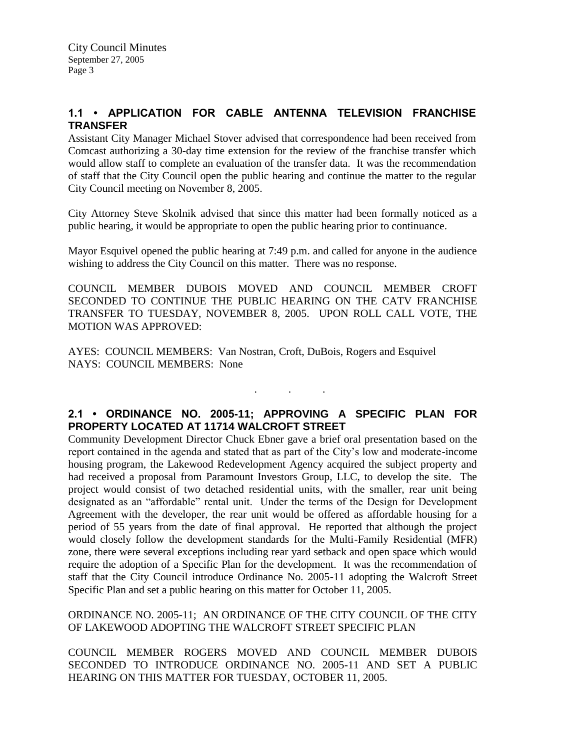## 1.1 • APPLICATION FOR CABLE ANTENNA TELEVISION FRANCHISE TRANSFER

Assistant City Manager Michael Stover advised that correspondence had been received from Comcast authorizing a 30-day time extension for the review of the franchise transfer which would allow staff to complete an evaluation of the transfer data. It was the recommendation of staff that the City Council open the public hearing and continue the matter to the regular City Council meeting on November 8, 2005.

City Attorney Steve Skolnik advised that since this matter had been formally noticed as a public hearing, it would be appropriate to open the public hearing prior to continuance.

Mayor Esquivel opened the public hearing at 7:49 p.m. and called for anyone in the audience wishing to address the City Council on this matter. There was no response.

COUNCIL MEMBER DUBOIS MOVED AND COUNCIL MEMBER CROFT SECONDED TO CONTINUE THE PUBLIC HEARING ON THE CATV FRANCHISE TRANSFER TO TUESDAY, NOVEMBER 8, 2005. UPON ROLL CALL VOTE, THE MOTION WAS APPROVED:

AYES: COUNCIL MEMBERS: Van Nostran, Croft, DuBois, Rogers and Esquivel
NAYS: COUNCIL MEMBERS: None

. . .

## 2.1 • ORDINANCE NO. 2005-11; APPROVING A SPECIFIC PLAN FOR PROPERTY LOCATED AT 11714 WALCROFT STREET

Community Development Director Chuck Ebner gave a brief oral presentation based on the report contained in the agenda and stated that as part of the City's low and moderate-income housing program, the Lakewood Redevelopment Agency acquired the subject property and had received a proposal from Paramount Investors Group, LLC, to develop the site. The project would consist of two detached residential units, with the smaller, rear unit being designated as an "affordable" rental unit. Under the terms of the Design for Development Agreement with the developer, the rear unit would be offered as affordable housing for a period of 55 years from the date of final approval. He reported that although the project would closely follow the development standards for the Multi-Family Residential (MFR) zone, there were several exceptions including rear yard setback and open space which would require the adoption of a Specific Plan for the development. It was the recommendation of staff that the City Council introduce Ordinance No. 2005-11 adopting the Walcroft Street Specific Plan and set a public hearing on this matter for October 11, 2005.

ORDINANCE NO. 2005-11; AN ORDINANCE OF THE CITY COUNCIL OF THE CITY OF LAKEWOOD ADOPTING THE WALCROFT STREET SPECIFIC PLAN

COUNCIL MEMBER ROGERS MOVED AND COUNCIL MEMBER DUBOIS SECONDED TO INTRODUCE ORDINANCE NO. 2005-11 AND SET A PUBLIC HEARING ON THIS MATTER FOR TUESDAY, OCTOBER 11, 2005.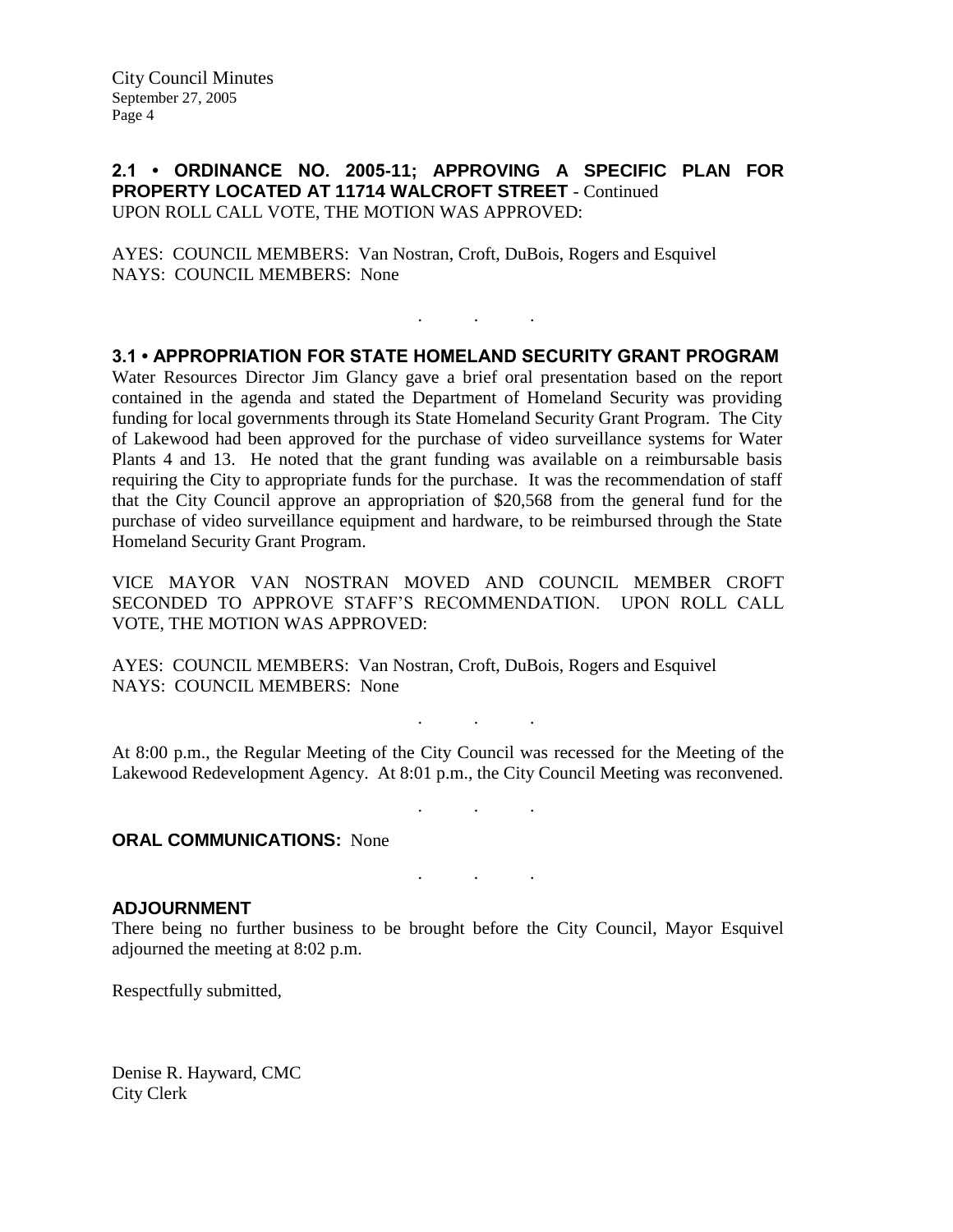**2.1 • ORDINANCE NO. 2005-11; APPROVING A SPECIFIC PLAN FOR PROPERTY LOCATED AT 11714 WALCROFT STREET** - Continued
UPON ROLL CALL VOTE, THE MOTION WAS APPROVED:

AYES: COUNCIL MEMBERS: Van Nostran, Croft, DuBois, Rogers and Esquivel
NAYS: COUNCIL MEMBERS: None

. . .

**3.1 • APPROPRIATION FOR STATE HOMELAND SECURITY GRANT PROGRAM**
Water Resources Director Jim Glancy gave a brief oral presentation based on the report contained in the agenda and stated the Department of Homeland Security was providing funding for local governments through its State Homeland Security Grant Program. The City of Lakewood had been approved for the purchase of video surveillance systems for Water Plants 4 and 13. He noted that the grant funding was available on a reimbursable basis requiring the City to appropriate funds for the purchase. It was the recommendation of staff that the City Council approve an appropriation of $20,568 from the general fund for the purchase of video surveillance equipment and hardware, to be reimbursed through the State Homeland Security Grant Program.

VICE MAYOR VAN NOSTRAN MOVED AND COUNCIL MEMBER CROFT SECONDED TO APPROVE STAFF'S RECOMMENDATION. UPON ROLL CALL VOTE, THE MOTION WAS APPROVED:

AYES: COUNCIL MEMBERS: Van Nostran, Croft, DuBois, Rogers and Esquivel
NAYS: COUNCIL MEMBERS: None

. . .

At 8:00 p.m., the Regular Meeting of the City Council was recessed for the Meeting of the Lakewood Redevelopment Agency. At 8:01 p.m., the City Council Meeting was reconvened.

. . .

**ORAL COMMUNICATIONS:** None

. . .

**ADJOURNMENT**
There being no further business to be brought before the City Council, Mayor Esquivel adjourned the meeting at 8:02 p.m.

Respectfully submitted,

Denise R. Hayward, CMC
City Clerk